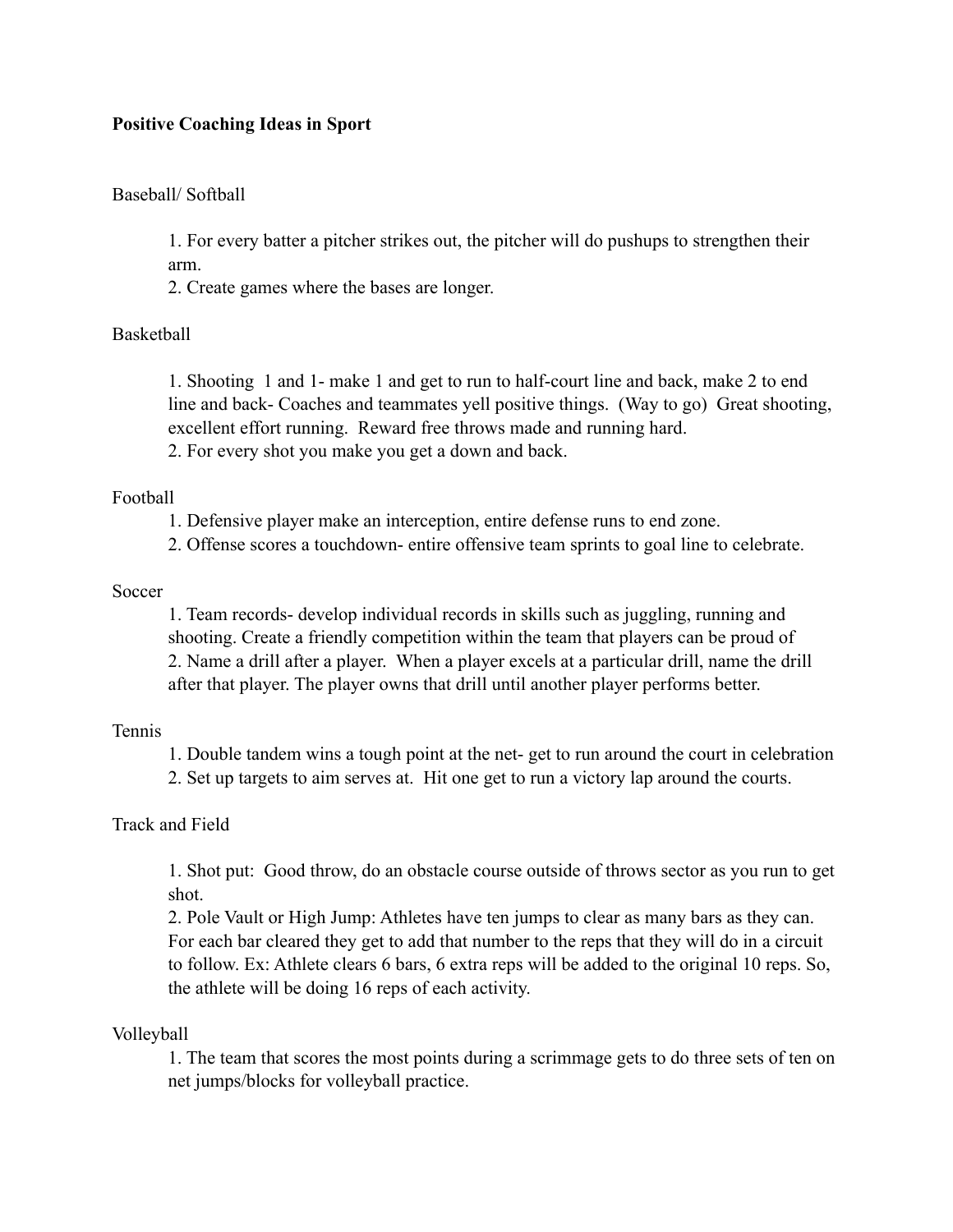**Positive Coaching Ideas in Sport**

Baseball/ Softball

1. For every batter a pitcher strikes out, the pitcher will do pushups to strengthen their arm.
2. Create games where the bases are longer.

Basketball

1. Shooting 1 and 1- make 1 and get to run to half-court line and back, make 2 to end line and back- Coaches and teammates yell positive things. (Way to go) Great shooting, excellent effort running. Reward free throws made and running hard.
2. For every shot you make you get a down and back.

Football

1. Defensive player make an interception, entire defense runs to end zone.
2. Offense scores a touchdown- entire offensive team sprints to goal line to celebrate.

Soccer

1. Team records- develop individual records in skills such as juggling, running and shooting. Create a friendly competition within the team that players can be proud of
2. Name a drill after a player. When a player excels at a particular drill, name the drill after that player. The player owns that drill until another player performs better.

Tennis

1. Double tandem wins a tough point at the net- get to run around the court in celebration
2. Set up targets to aim serves at. Hit one get to run a victory lap around the courts.

Track and Field

1. Shot put: Good throw, do an obstacle course outside of throws sector as you run to get shot.
2. Pole Vault or High Jump: Athletes have ten jumps to clear as many bars as they can. For each bar cleared they get to add that number to the reps that they will do in a circuit to follow. Ex: Athlete clears 6 bars, 6 extra reps will be added to the original 10 reps. So, the athlete will be doing 16 reps of each activity.

Volleyball

1. The team that scores the most points during a scrimmage gets to do three sets of ten on net jumps/blocks for volleyball practice.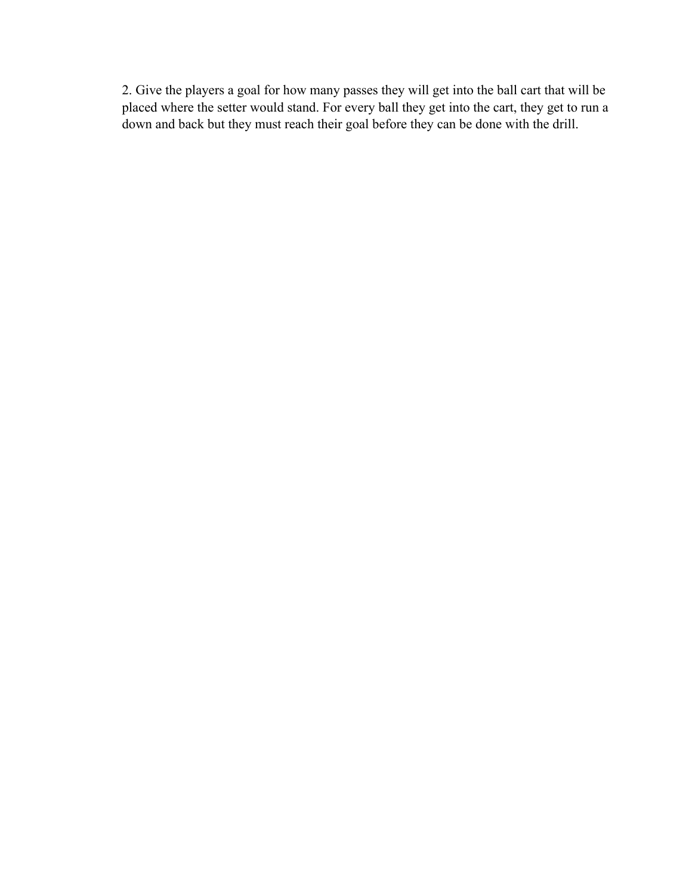2. Give the players a goal for how many passes they will get into the ball cart that will be placed where the setter would stand. For every ball they get into the cart, they get to run a down and back but they must reach their goal before they can be done with the drill.